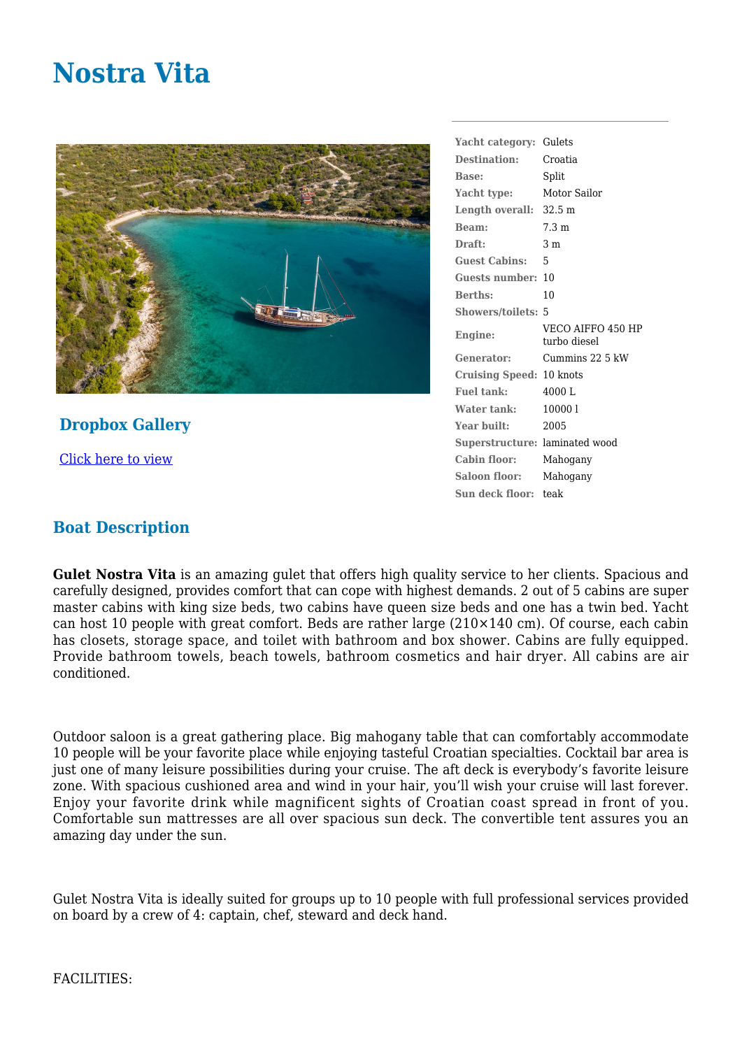# Nostra Vita

| | |
|---|---|
| **Yacht category:** | Gulets |
| **Destination:** | Croatia |
| **Base:** | Split |
| **Yacht type:** | Motor Sailor |
| **Length overall:** | 32.5 m |
| **Beam:** | 7.3 m |
| **Draft:** | 3 m |
| **Guest Cabins:** | 5 |
| **Guests number:** | 10 |
| **Berths:** | 10 |
| **Showers/toilets:** | 5 |
| **Engine:** | VECO AIFFO 450 HP turbo diesel |
| **Generator:** | Cummins 22 5 kW |
| **Cruising Speed:** | 10 knots |
| **Fuel tank:** | 4000 L |
| **Water tank:** | 10000 l |
| **Year built:** | 2005 |
| **Superstructure:** | laminated wood |
| **Cabin floor:** | Mahogany |
| **Saloon floor:** | Mahogany |
| **Sun deck floor:** | teak |

## Dropbox Gallery

[Click here to view]()

## Boat Description

**Gulet Nostra Vita** is an amazing gulet that offers high quality service to her clients. Spacious and carefully designed, provides comfort that can cope with highest demands. 2 out of 5 cabins are super master cabins with king size beds, two cabins have queen size beds and one has a twin bed. Yacht can host 10 people with great comfort. Beds are rather large (210×140 cm). Of course, each cabin has closets, storage space, and toilet with bathroom and box shower. Cabins are fully equipped. Provide bathroom towels, beach towels, bathroom cosmetics and hair dryer. All cabins are air conditioned.

Outdoor saloon is a great gathering place. Big mahogany table that can comfortably accommodate 10 people will be your favorite place while enjoying tasteful Croatian specialties. Cocktail bar area is just one of many leisure possibilities during your cruise. The aft deck is everybody's favorite leisure zone. With spacious cushioned area and wind in your hair, you'll wish your cruise will last forever. Enjoy your favorite drink while magnificent sights of Croatian coast spread in front of you. Comfortable sun mattresses are all over spacious sun deck. The convertible tent assures you an amazing day under the sun.

Gulet Nostra Vita is ideally suited for groups up to 10 people with full professional services provided on board by a crew of 4: captain, chef, steward and deck hand.

FACILITIES: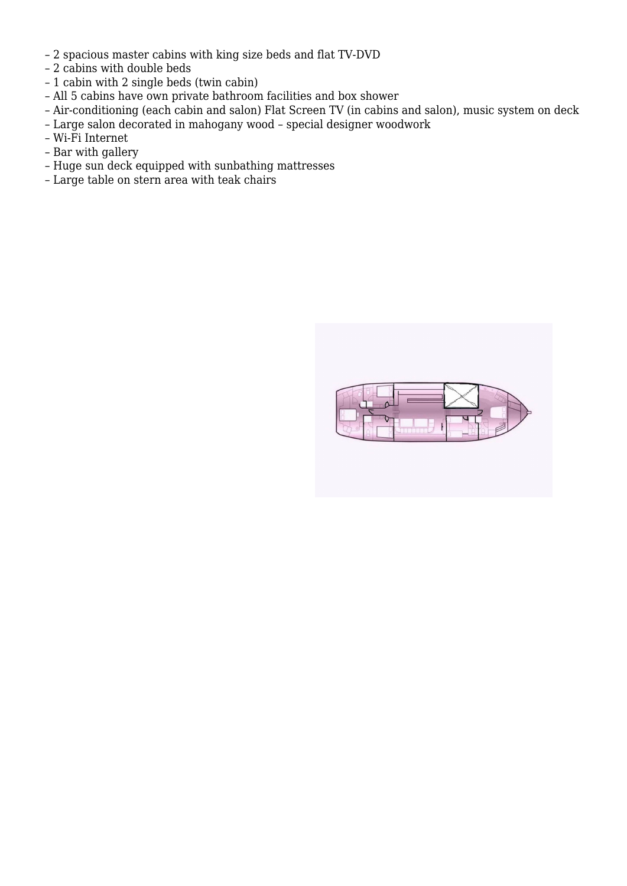– 2 spacious master cabins with king size beds and flat TV-DVD
– 2 cabins with double beds
– 1 cabin with 2 single beds (twin cabin)
– All 5 cabins have own private bathroom facilities and box shower
– Air-conditioning (each cabin and salon) Flat Screen TV (in cabins and salon), music system on deck
– Large salon decorated in mahogany wood – special designer woodwork
– Wi-Fi Internet
– Bar with gallery
– Huge sun deck equipped with sunbathing mattresses
– Large table on stern area with teak chairs